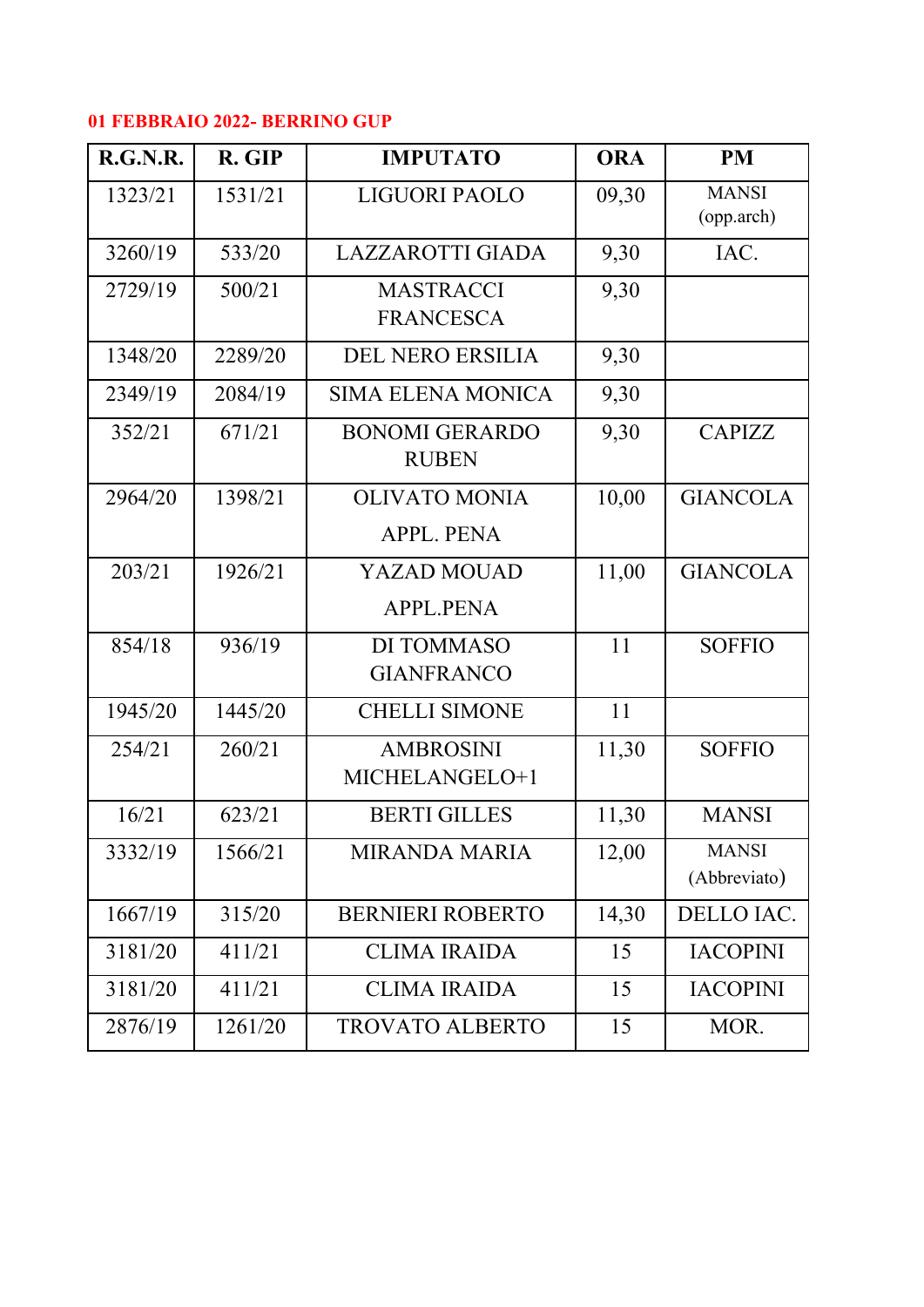**01 FEBBRAIO 2022- BERRINO GUP**

| R.G.N.R. | R. GIP | IMPUTATO | ORA | PM |
|---|---|---|---|---|
| 1323/21 | 1531/21 | LIGUORI PAOLO | 09,30 | MANSI (opp.arch) |
| 3260/19 | 533/20 | LAZZAROTTI GIADA | 9,30 | IAC. |
| 2729/19 | 500/21 | MASTRACCI FRANCESCA | 9,30 | |
| 1348/20 | 2289/20 | DEL NERO ERSILIA | 9,30 | |
| 2349/19 | 2084/19 | SIMA ELENA MONICA | 9,30 | |
| 352/21 | 671/21 | BONOMI GERARDO RUBEN | 9,30 | CAPIZZ |
| 2964/20 | 1398/21 | OLIVATO MONIA APPL. PENA | 10,00 | GIANCOLA |
| 203/21 | 1926/21 | YAZAD MOUAD APPL.PENA | 11,00 | GIANCOLA |
| 854/18 | 936/19 | DI TOMMASO GIANFRANCO | 11 | SOFFIO |
| 1945/20 | 1445/20 | CHELLI SIMONE | 11 | |
| 254/21 | 260/21 | AMBROSINI MICHELANGELO+1 | 11,30 | SOFFIO |
| 16/21 | 623/21 | BERTI GILLES | 11,30 | MANSI |
| 3332/19 | 1566/21 | MIRANDA MARIA | 12,00 | MANSI (Abbreviato) |
| 1667/19 | 315/20 | BERNIERI ROBERTO | 14,30 | DELLO IAC. |
| 3181/20 | 411/21 | CLIMA IRAIDA | 15 | IACOPINI |
| 3181/20 | 411/21 | CLIMA IRAIDA | 15 | IACOPINI |
| 2876/19 | 1261/20 | TROVATO ALBERTO | 15 | MOR. |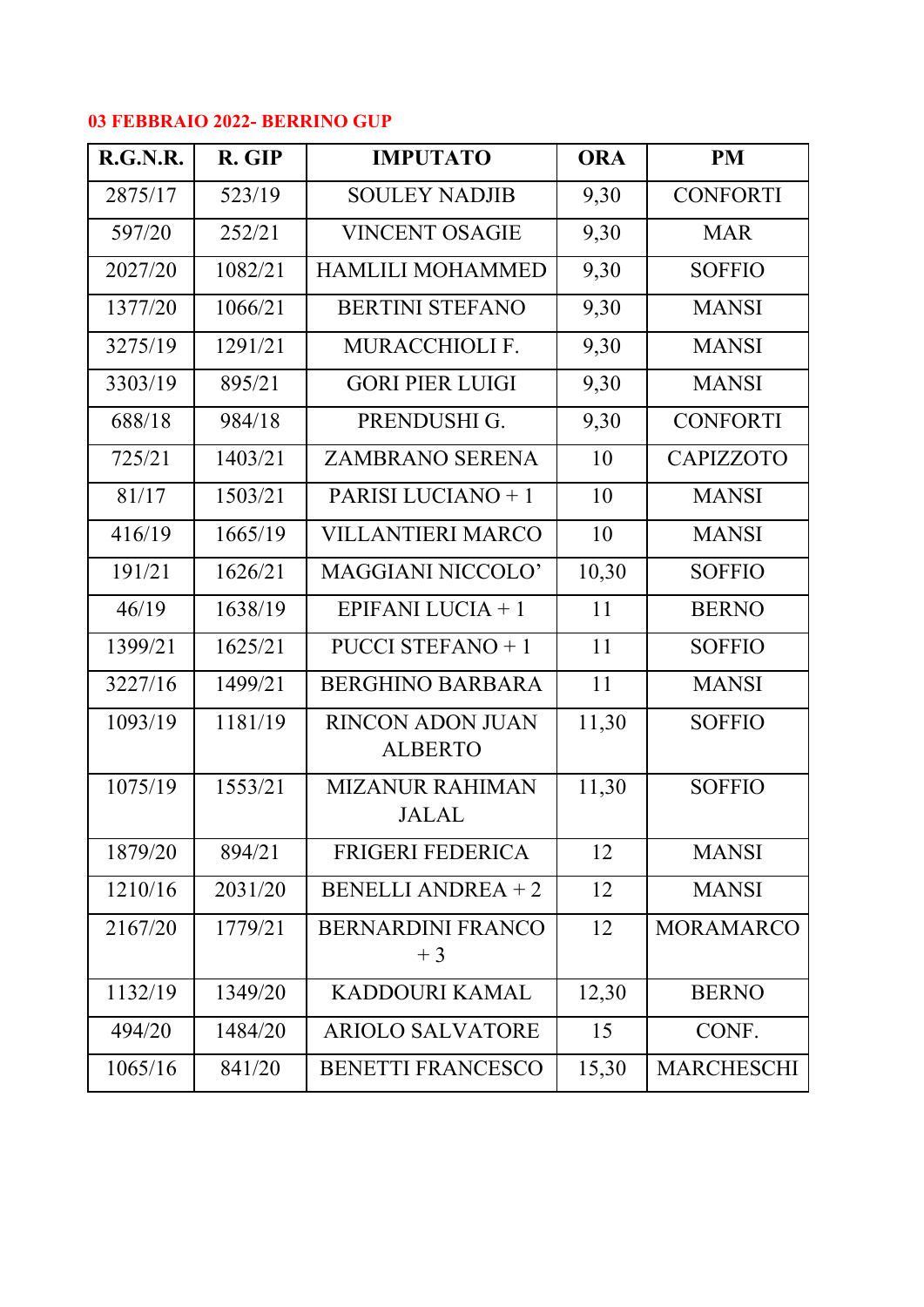**03 FEBBRAIO 2022- BERRINO GUP**

| R.G.N.R. | R. GIP | IMPUTATO | ORA | PM |
|---|---|---|---|---|
| 2875/17 | 523/19 | SOULEY NADJIB | 9,30 | CONFORTI |
| 597/20 | 252/21 | VINCENT OSAGIE | 9,30 | MAR |
| 2027/20 | 1082/21 | HAMLILI MOHAMMED | 9,30 | SOFFIO |
| 1377/20 | 1066/21 | BERTINI STEFANO | 9,30 | MANSI |
| 3275/19 | 1291/21 | MURACCHIOLI F. | 9,30 | MANSI |
| 3303/19 | 895/21 | GORI PIER LUIGI | 9,30 | MANSI |
| 688/18 | 984/18 | PRENDUSHI G. | 9,30 | CONFORTI |
| 725/21 | 1403/21 | ZAMBRANO SERENA | 10 | CAPIZZOTO |
| 81/17 | 1503/21 | PARISI LUCIANO + 1 | 10 | MANSI |
| 416/19 | 1665/19 | VILLANTIERI MARCO | 10 | MANSI |
| 191/21 | 1626/21 | MAGGIANI NICCOLO' | 10,30 | SOFFIO |
| 46/19 | 1638/19 | EPIFANI LUCIA + 1 | 11 | BERNO |
| 1399/21 | 1625/21 | PUCCI STEFANO + 1 | 11 | SOFFIO |
| 3227/16 | 1499/21 | BERGHINO BARBARA | 11 | MANSI |
| 1093/19 | 1181/19 | RINCON ADON JUAN ALBERTO | 11,30 | SOFFIO |
| 1075/19 | 1553/21 | MIZANUR RAHIMAN JALAL | 11,30 | SOFFIO |
| 1879/20 | 894/21 | FRIGERI FEDERICA | 12 | MANSI |
| 1210/16 | 2031/20 | BENELLI ANDREA + 2 | 12 | MANSI |
| 2167/20 | 1779/21 | BERNARDINI FRANCO + 3 | 12 | MORAMARCO |
| 1132/19 | 1349/20 | KADDOURI KAMAL | 12,30 | BERNO |
| 494/20 | 1484/20 | ARIOLO SALVATORE | 15 | CONF. |
| 1065/16 | 841/20 | BENETTI FRANCESCO | 15,30 | MARCHESCHI |